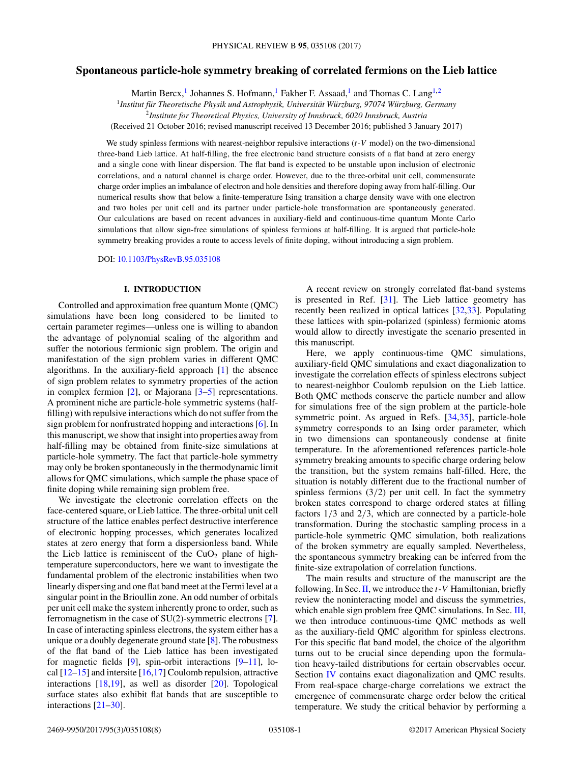# Spontaneous particle-hole symmetry breaking of correlated fermions on the Lieb lattice

Martin Bercx,[1] Johannes S. Hofmann,[1] Fakher F. Assaad,[1] and Thomas C. Lang[1,2]

[1]*Institut für Theoretische Physik und Astrophysik, Universität Würzburg, 97074 Würzburg, Germany*

[2]*Institute for Theoretical Physics, University of Innsbruck, 6020 Innsbruck, Austria*

(Received 21 October 2016; revised manuscript received 13 December 2016; published 3 January 2017)

We study spinless fermions with nearest-neighbor repulsive interactions ($t$-$V$ model) on the two-dimensional three-band Lieb lattice. At half-filling, the free electronic band structure consists of a flat band at zero energy and a single cone with linear dispersion. The flat band is expected to be unstable upon inclusion of electronic correlations, and a natural channel is charge order. However, due to the three-orbital unit cell, commensurate charge order implies an imbalance of electron and hole densities and therefore doping away from half-filling. Our numerical results show that below a finite-temperature Ising transition a charge density wave with one electron and two holes per unit cell and its partner under particle-hole transformation are spontaneously generated. Our calculations are based on recent advances in auxiliary-field and continuous-time quantum Monte Carlo simulations that allow sign-free simulations of spinless fermions at half-filling. It is argued that particle-hole symmetry breaking provides a route to access levels of finite doping, without introducing a sign problem.

DOI: 10.1103/PhysRevB.95.035108

## I. INTRODUCTION

Controlled and approximation free quantum Monte (QMC) simulations have been long considered to be limited to certain parameter regimes—unless one is willing to abandon the advantage of polynomial scaling of the algorithm and suffer the notorious fermionic sign problem. The origin and manifestation of the sign problem varies in different QMC algorithms. In the auxiliary-field approach [1] the absence of sign problem relates to symmetry properties of the action in complex fermion [2], or Majorana [3–5] representations. A prominent niche are particle-hole symmetric systems (half-filling) with repulsive interactions which do not suffer from the sign problem for nonfrustrated hopping and interactions [6]. In this manuscript, we show that insight into properties away from half-filling may be obtained from finite-size simulations at particle-hole symmetry. The fact that particle-hole symmetry may only be broken spontaneously in the thermodynamic limit allows for QMC simulations, which sample the phase space of finite doping while remaining sign problem free.

We investigate the electronic correlation effects on the face-centered square, or Lieb lattice. The three-orbital unit cell structure of the lattice enables perfect destructive interference of electronic hopping processes, which generates localized states at zero energy that form a dispersionless band. While the Lieb lattice is reminiscent of the $CuO_2$ plane of high-temperature superconductors, here we want to investigate the fundamental problem of the electronic instabilities when two linearly dispersing and one flat band meet at the Fermi level at a singular point in the Brioullin zone. An odd number of orbitals per unit cell make the system inherently prone to order, such as ferromagnetism in the case of SU(2)-symmetric electrons [7]. In case of interacting spinless electrons, the system either has a unique or a doubly degenerate ground state [8]. The robustness of the flat band of the Lieb lattice has been investigated for magnetic fields [9], spin-orbit interactions [9–11], local [12–15] and intersite [16,17] Coulomb repulsion, attractive interactions [18,19], as well as disorder [20]. Topological surface states also exhibit flat bands that are susceptible to interactions [21–30].

A recent review on strongly correlated flat-band systems is presented in Ref. [31]. The Lieb lattice geometry has recently been realized in optical lattices [32,33]. Populating these lattices with spin-polarized (spinless) fermionic atoms would allow to directly investigate the scenario presented in this manuscript.

Here, we apply continuous-time QMC simulations, auxiliary-field QMC simulations and exact diagonalization to investigate the correlation effects of spinless electrons subject to nearest-neighbor Coulomb repulsion on the Lieb lattice. Both QMC methods conserve the particle number and allow for simulations free of the sign problem at the particle-hole symmetric point. As argued in Refs. [34,35], particle-hole symmetry corresponds to an Ising order parameter, which in two dimensions can spontaneously condense at finite temperature. In the aforementioned references particle-hole symmetry breaking amounts to specific charge ordering below the transition, but the system remains half-filled. Here, the situation is notably different due to the fractional number of spinless fermions $(3/2)$ per unit cell. In fact the symmetry broken states correspond to charge ordered states at filling factors $1/3$ and $2/3$, which are connected by a particle-hole transformation. During the stochastic sampling process in a particle-hole symmetric QMC simulation, both realizations of the broken symmetry are equally sampled. Nevertheless, the spontaneous symmetry breaking can be inferred from the finite-size extrapolation of correlation functions.

The main results and structure of the manuscript are the following. In Sec. II, we introduce the $t$-$V$ Hamiltonian, briefly review the noninteracting model and discuss the symmetries, which enable sign problem free QMC simulations. In Sec. III, we then introduce continuous-time QMC methods as well as the auxiliary-field QMC algorithm for spinless electrons. For this specific flat band model, the choice of the algorithm turns out to be crucial since depending upon the formulation heavy-tailed distributions for certain observables occur. Section IV contains exact diagonalization and QMC results. From real-space charge-charge correlations we extract the emergence of commensurate charge order below the critical temperature. We study the critical behavior by performing a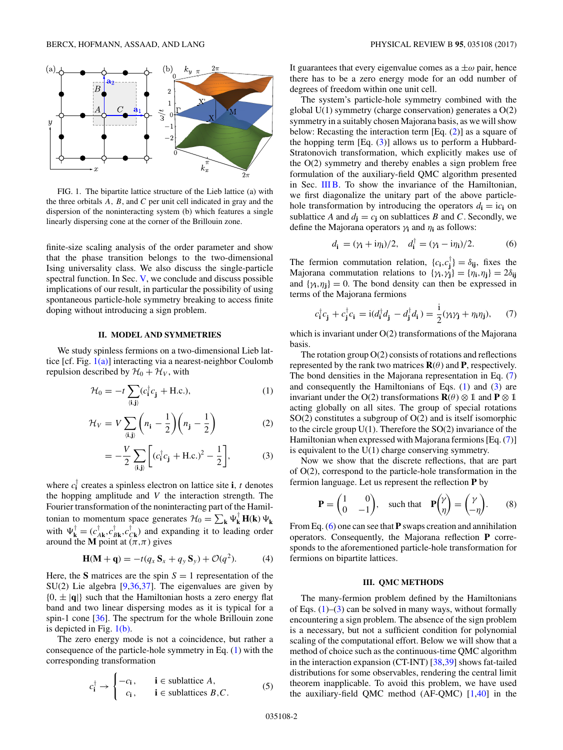(a)

$B$ $\mathbf{a}_2$

$A$ $C$ $\mathbf{a}_1$

$y$

$x$

(b)

$k_y$ $\pi$ $2\pi$

0

2

1

0

−1

−2

$\omega/t$

$\Gamma$

X'

X

M

0

$\pi$

$k_x$

$2\pi$

FIG. 1. The bipartite lattice structure of the Lieb lattice (a) with the three orbitals $A$, $B$, and $C$ per unit cell indicated in gray and the dispersion of the noninteracting system (b) which features a single linearly dispersing cone at the corner of the Brillouin zone.

finite-size scaling analysis of the order parameter and show that the phase transition belongs to the two-dimensional Ising universality class. We also discuss the single-particle spectral function. In Sec. V, we conclude and discuss possible implications of our result, in particular the possibility of using spontaneous particle-hole symmetry breaking to access finite doping without introducing a sign problem.

## II. MODEL AND SYMMETRIES

We study spinless fermions on a two-dimensional Lieb lattice [cf. Fig. 1(a)] interacting via a nearest-neighbor Coulomb repulsion described by $\mathcal{H}_0 + \mathcal{H}_V$, with

$$\mathcal{H}_0 = -t \sum_{\langle \mathbf{i},\mathbf{j}\rangle} (c_{\mathbf{i}}^\dagger c_{\mathbf{j}} + \text{H.c.}), \tag{1}$$

$$\mathcal{H}_V = V \sum_{\langle \mathbf{i},\mathbf{j}\rangle} \left(n_{\mathbf{i}} - \frac{1}{2}\right)\left(n_{\mathbf{j}} - \frac{1}{2}\right) \tag{2}$$

$$= -\frac{V}{2} \sum_{\langle \mathbf{i},\mathbf{j}\rangle} \left[ (c_{\mathbf{i}}^\dagger c_{\mathbf{j}} + \text{H.c.})^2 - \frac{1}{2} \right], \tag{3}$$

where $c_{\mathbf{i}}^\dagger$ creates a spinless electron on lattice site $\mathbf{i}$, $t$ denotes the hopping amplitude and $V$ the interaction strength. The Fourier transformation of the noninteracting part of the Hamiltonian to momentum space generates $\mathcal{H}_0 = \sum_{\mathbf{k}} \Psi_{\mathbf{k}}^\dagger \mathbf{H}(\mathbf{k}) \Psi_{\mathbf{k}}$ with $\Psi_{\mathbf{k}}^\dagger = (c_{A\mathbf{k}}^\dagger, c_{B\mathbf{k}}^\dagger, c_{C\mathbf{k}}^\dagger)$ and expanding it to leading order around the $\mathbf{M}$ point at $(\pi,\pi)$ gives

$$\mathbf{H}(\mathbf{M} + \mathbf{q}) = -t(q_x \mathbf{S}_x + q_y \mathbf{S}_y) + \mathcal{O}(q^2). \tag{4}$$

Here, the $\mathbf{S}$ matrices are the spin $S = 1$ representation of the SU(2) Lie algebra [9,36,37]. The eigenvalues are given by $\{0, \pm|\mathbf{q}|\}$ such that the Hamiltonian hosts a zero energy flat band and two linear dispersing modes as it is typical for a spin-1 cone [36]. The spectrum for the whole Brillouin zone is depicted in Fig. 1(b).

The zero energy mode is not a coincidence, but rather a consequence of the particle-hole symmetry in Eq. (1) with the corresponding transformation

$$c_{\mathbf{i}}^\dagger \rightarrow \begin{cases} -c_{\mathbf{i}}, & \mathbf{i} \in \text{sublattice } A, \\ c_{\mathbf{i}}, & \mathbf{i} \in \text{sublattices } B, C. \end{cases} \tag{5}$$

It guarantees that every eigenvalue comes as a $\pm\omega$ pair, hence there has to be a zero energy mode for an odd number of degrees of freedom within one unit cell.

The system's particle-hole symmetry combined with the global U(1) symmetry (charge conservation) generates a O(2) symmetry in a suitably chosen Majorana basis, as we will show below: Recasting the interaction term [Eq. (2)] as a square of the hopping term [Eq. (3)] allows us to perform a Hubbard-Stratonovich transformation, which explicitly makes use of the O(2) symmetry and thereby enables a sign problem free formulation of the auxiliary-field QMC algorithm presented in Sec. III B. To show the invariance of the Hamiltonian, we first diagonalize the unitary part of the above particle-hole transformation by introducing the operators $d_{\mathbf{i}} = \mathrm{i}c_{\mathbf{i}}$ on sublattice $A$ and $d_{\mathbf{j}} = c_{\mathbf{j}}$ on sublattices $B$ and $C$. Secondly, we define the Majorana operators $\gamma_{\mathbf{i}}$ and $\eta_{\mathbf{i}}$ as follows:

$$d_{\mathbf{i}} = (\gamma_{\mathbf{i}} + \mathrm{i}\eta_{\mathbf{i}})/2, \quad d_{\mathbf{i}}^\dagger = (\gamma_{\mathbf{i}} - \mathrm{i}\eta_{\mathbf{i}})/2. \tag{6}$$

The fermion commutation relation, $\{c_{\mathbf{i}}, c_{\mathbf{j}}^\dagger\} = \delta_{\mathbf{ij}}$, fixes the Majorana commutation relations to $\{\gamma_{\mathbf{i}}, \gamma_{\mathbf{j}}\} = \{\eta_{\mathbf{i}}, \eta_{\mathbf{j}}\} = 2\delta_{\mathbf{ij}}$ and $\{\gamma_{\mathbf{i}}, \eta_{\mathbf{j}}\} = 0$. The bond density can then be expressed in terms of the Majorana fermions

$$c_{\mathbf{i}}^\dagger c_{\mathbf{j}} + c_{\mathbf{j}}^\dagger c_{\mathbf{i}} = \mathrm{i}(d_{\mathbf{i}}^\dagger d_{\mathbf{j}} - d_{\mathbf{j}}^\dagger d_{\mathbf{i}}) = \frac{\mathrm{i}}{2}(\gamma_{\mathbf{i}}\gamma_{\mathbf{j}} + \eta_{\mathbf{i}}\eta_{\mathbf{j}}), \tag{7}$$

which is invariant under O(2) transformations of the Majorana basis.

The rotation group O(2) consists of rotations and reflections represented by the rank two matrices $\mathbf{R}(\theta)$ and $\mathbf{P}$, respectively. The bond densities in the Majorana representation in Eq. (7) and consequently the Hamiltonians of Eqs. (1) and (3) are invariant under the O(2) transformations $\mathbf{R}(\theta) \otimes \mathbb{1}$ and $\mathbf{P} \otimes \mathbb{1}$ acting globally on all sites. The group of special rotations SO(2) constitutes a subgroup of O(2) and is itself isomorphic to the circle group U(1). Therefore the SO(2) invariance of the Hamiltonian when expressed with Majorana fermions [Eq. (7)] is equivalent to the U(1) charge conserving symmetry.

Now we show that the discrete reflections, that are part of O(2), correspond to the particle-hole transformation in the fermion language. Let us represent the reflection $\mathbf{P}$ by

$$\mathbf{P} = \begin{pmatrix} 1 & 0 \\ 0 & -1 \end{pmatrix}, \quad \text{such that} \quad \mathbf{P}\begin{pmatrix} \gamma \\ \eta \end{pmatrix} = \begin{pmatrix} \gamma \\ -\eta \end{pmatrix}. \tag{8}$$

From Eq. (6) one can see that $\mathbf{P}$ swaps creation and annihilation operators. Consequently, the Majorana reflection $\mathbf{P}$ corresponds to the aforementioned particle-hole transformation for fermions on bipartite lattices.

## III. QMC METHODS

The many-fermion problem defined by the Hamiltonians of Eqs. (1)–(3) can be solved in many ways, without formally encountering a sign problem. The absence of the sign problem is a necessary, but not a sufficient condition for polynomial scaling of the computational effort. Below we will show that a method of choice such as the continuous-time QMC algorithm in the interaction expansion (CT-INT) [38,39] shows fat-tailed distributions for some observables, rendering the central limit theorem inapplicable. To avoid this problem, we have used the auxiliary-field QMC method (AF-QMC) [1,40] in the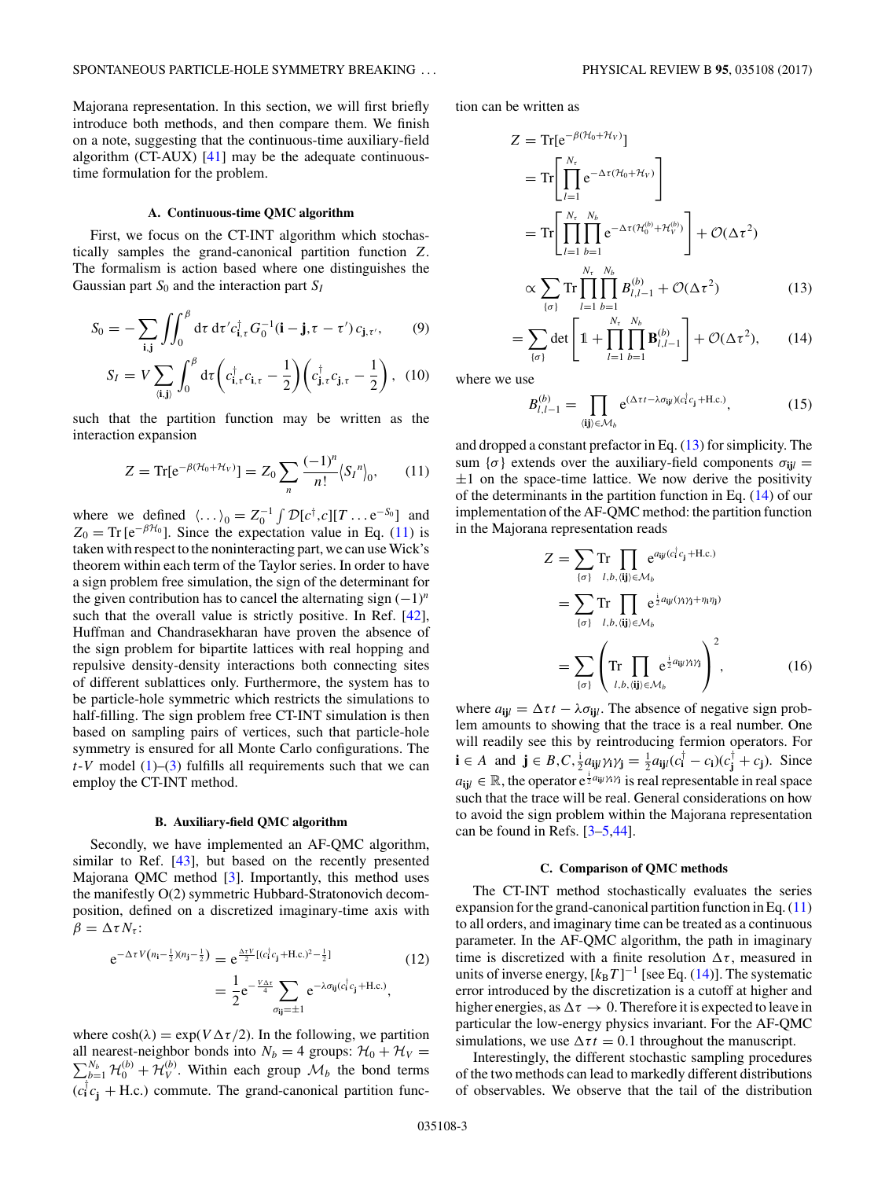Majorana representation. In this section, we will first briefly introduce both methods, and then compare them. We finish on a note, suggesting that the continuous-time auxiliary-field algorithm (CT-AUX) [41] may be the adequate continuous-time formulation for the problem.

### A. Continuous-time QMC algorithm

First, we focus on the CT-INT algorithm which stochastically samples the grand-canonical partition function $Z$. The formalism is action based where one distinguishes the Gaussian part $S_0$ and the interaction part $S_I$

$$S_0 = -\sum_{\mathbf{i},\mathbf{j}} \iint_0^\beta d\tau\, d\tau' c^\dagger_{\mathbf{i},\tau} G_0^{-1}(\mathbf{i}-\mathbf{j},\tau-\tau')\, c_{\mathbf{j},\tau'}, \qquad (9)$$

$$S_I = V \sum_{\langle \mathbf{i},\mathbf{j}\rangle} \int_0^\beta d\tau \left(c^\dagger_{\mathbf{i},\tau}c_{\mathbf{i},\tau} - \frac{1}{2}\right)\left(c^\dagger_{\mathbf{j},\tau}c_{\mathbf{j},\tau} - \frac{1}{2}\right), \quad (10)$$

such that the partition function may be written as the interaction expansion

$$Z = \mathrm{Tr}[\mathrm{e}^{-\beta(\mathcal{H}_0+\mathcal{H}_V)}] = Z_0 \sum_n \frac{(-1)^n}{n!}\left\langle S_I{}^n \right\rangle_0, \qquad (11)$$

where we defined $\langle \dots \rangle_0 = Z_0^{-1} \int \mathcal{D}[c^\dagger,c][T \dots \mathrm{e}^{-S_0}]$ and $Z_0 = \mathrm{Tr}\,[\mathrm{e}^{-\beta \mathcal{H}_0}]$. Since the expectation value in Eq. (11) is taken with respect to the noninteracting part, we can use Wick's theorem within each term of the Taylor series. In order to have a sign problem free simulation, the sign of the determinant for the given contribution has to cancel the alternating sign $(-1)^n$ such that the overall value is strictly positive. In Ref. [42], Huffman and Chandrasekharan have proven the absence of the sign problem for bipartite lattices with real hopping and repulsive density-density interactions both connecting sites of different sublattices only. Furthermore, the system has to be particle-hole symmetric which restricts the simulations to half-filling. The sign problem free CT-INT simulation is then based on sampling pairs of vertices, such that particle-hole symmetry is ensured for all Monte Carlo configurations. The $t$-$V$ model (1)–(3) fulfills all requirements such that we can employ the CT-INT method.

### B. Auxiliary-field QMC algorithm

Secondly, we have implemented an AF-QMC algorithm, similar to Ref. [43], but based on the recently presented Majorana QMC method [3]. Importantly, this method uses the manifestly O(2) symmetric Hubbard-Stratonovich decomposition, defined on a discretized imaginary-time axis with $\beta = \Delta\tau N_\tau$:

$$\begin{aligned} \mathrm{e}^{-\Delta\tau V\left(n_{\mathbf{i}}-\frac{1}{2}\right)\left(n_{\mathbf{j}}-\frac{1}{2}\right)} &= \mathrm{e}^{\frac{\Delta\tau V}{2}[(c^\dagger_{\mathbf{i}}c_{\mathbf{j}}+\mathrm{H.c.})^2 - \frac{1}{2}]} \\ &= \frac{1}{2}\mathrm{e}^{-\frac{V\Delta\tau}{4}} \sum_{\sigma_{\mathbf{ij}}=\pm 1} \mathrm{e}^{-\lambda\sigma_{\mathbf{ij}}(c^\dagger_{\mathbf{i}}c_{\mathbf{j}}+\mathrm{H.c.})}, \end{aligned} \qquad (12)$$

where $\cosh(\lambda) = \exp(V\Delta\tau/2)$. In the following, we partition all nearest-neighbor bonds into $N_b = 4$ groups: $\mathcal{H}_0 + \mathcal{H}_V = \sum_{b=1}^{N_b} \mathcal{H}_0^{(b)} + \mathcal{H}_V^{(b)}$. Within each group $\mathcal{M}_b$ the bond terms $(c^\dagger_{\mathbf{i}}c_{\mathbf{j}} + \mathrm{H.c.})$ commute. The grand-canonical partition function can be written as

$$\begin{aligned} Z &= \mathrm{Tr}[\mathrm{e}^{-\beta(\mathcal{H}_0+\mathcal{H}_V)}] \\ &= \mathrm{Tr}\left[\prod_{l=1}^{N_\tau} \mathrm{e}^{-\Delta\tau(\mathcal{H}_0+\mathcal{H}_V)}\right] \\ &= \mathrm{Tr}\left[\prod_{l=1}^{N_\tau}\prod_{b=1}^{N_b} \mathrm{e}^{-\Delta\tau(\mathcal{H}_0^{(b)}+\mathcal{H}_V^{(b)})}\right] + \mathcal{O}(\Delta\tau^2) \\ &\propto \sum_{\{\sigma\}} \mathrm{Tr} \prod_{l=1}^{N_\tau}\prod_{b=1}^{N_b} B^{(b)}_{l,l-1} + \mathcal{O}(\Delta\tau^2) \qquad (13) \\ &= \sum_{\{\sigma\}} \det\left[\mathbb{1} + \prod_{l=1}^{N_\tau}\prod_{b=1}^{N_b} \mathbf{B}^{(b)}_{l,l-1}\right] + \mathcal{O}(\Delta\tau^2), \qquad (14) \end{aligned}$$

where we use

$$B^{(b)}_{l,l-1} = \prod_{\langle \mathbf{ij}\rangle \in \mathcal{M}_b} \mathrm{e}^{(\Delta\tau t - \lambda\sigma_{\mathbf{ij}l})(c^\dagger_{\mathbf{i}}c_{\mathbf{j}}+\mathrm{H.c.})}, \qquad (15)$$

and dropped a constant prefactor in Eq. (13) for simplicity. The sum $\{\sigma\}$ extends over the auxiliary-field components $\sigma_{\mathbf{ij}l} = \pm 1$ on the space-time lattice. We now derive the positivity of the determinants in the partition function in Eq. (14) of our implementation of the AF-QMC method: the partition function in the Majorana representation reads

$$\begin{aligned} Z &= \sum_{\{\sigma\}} \mathrm{Tr} \prod_{l,b,\langle \mathbf{ij}\rangle \in \mathcal{M}_b} \mathrm{e}^{a_{\mathbf{ij}l}(c^\dagger_{\mathbf{i}}c_{\mathbf{j}}+\mathrm{H.c.})} \\ &= \sum_{\{\sigma\}} \mathrm{Tr} \prod_{l,b,\langle \mathbf{ij}\rangle \in \mathcal{M}_b} \mathrm{e}^{\frac{\mathrm{i}}{2}a_{\mathbf{ij}l}(\gamma_{\mathbf{i}}\gamma_{\mathbf{j}}+\eta_{\mathbf{i}}\eta_{\mathbf{j}})} \\ &= \sum_{\{\sigma\}} \left(\mathrm{Tr} \prod_{l,b,\langle \mathbf{ij}\rangle \in \mathcal{M}_b} \mathrm{e}^{\frac{\mathrm{i}}{2}a_{\mathbf{ij}l}\gamma_{\mathbf{i}}\gamma_{\mathbf{j}}}\right)^2, \end{aligned} \qquad (16)$$

where $a_{\mathbf{ij}l} = \Delta\tau t - \lambda\sigma_{\mathbf{ij}l}$. The absence of negative sign problem amounts to showing that the trace is a real number. One will readily see this by reintroducing fermion operators. For $\mathbf{i} \in A$ and $\mathbf{j} \in B,C$, $\frac{\mathrm{i}}{2}a_{\mathbf{ij}l}\gamma_{\mathbf{i}}\gamma_{\mathbf{j}} = \frac{1}{2}a_{\mathbf{ij}l}(c^\dagger_{\mathbf{i}} - c_{\mathbf{i}})(c^\dagger_{\mathbf{j}} + c_{\mathbf{j}})$. Since $a_{\mathbf{ij}l} \in \mathbb{R}$, the operator $\mathrm{e}^{\frac{\mathrm{i}}{2}a_{\mathbf{ij}l}\gamma_{\mathbf{i}}\gamma_{\mathbf{j}}}$ is real representable in real space such that the trace will be real. General considerations on how to avoid the sign problem within the Majorana representation can be found in Refs. [3–5,44].

### C. Comparison of QMC methods

The CT-INT method stochastically evaluates the series expansion for the grand-canonical partition function in Eq. (11) to all orders, and imaginary time can be treated as a continuous parameter. In the AF-QMC algorithm, the path in imaginary time is discretized with a finite resolution $\Delta\tau$, measured in units of inverse energy, $[k_B T]^{-1}$ [see Eq. (14)]. The systematic error introduced by the discretization is a cutoff at higher and higher energies, as $\Delta\tau \to 0$. Therefore it is expected to leave in particular the low-energy physics invariant. For the AF-QMC simulations, we use $\Delta\tau t = 0.1$ throughout the manuscript.

Interestingly, the different stochastic sampling procedures of the two methods can lead to markedly different distributions of observables. We observe that the tail of the distribution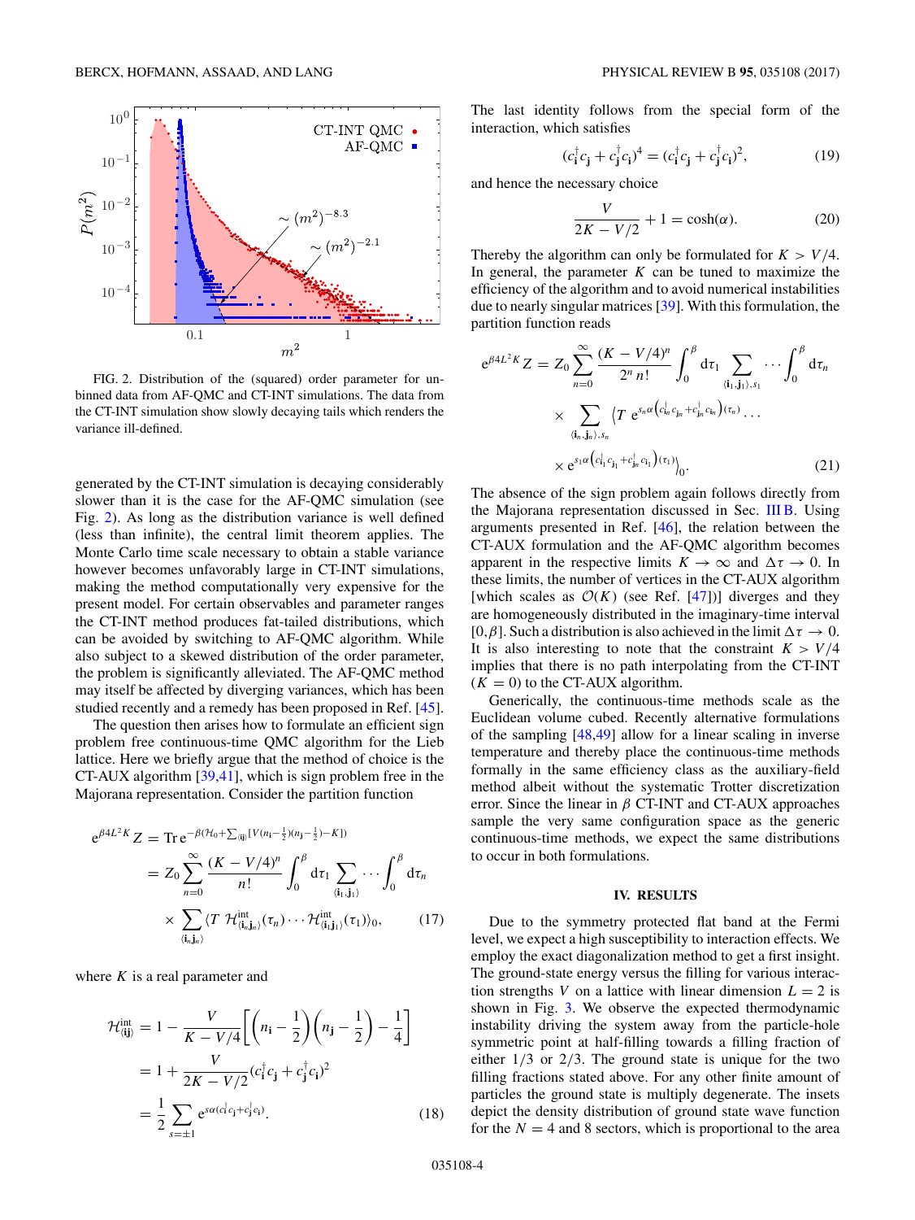CT-INT QMC

AF-QMC

$\sim (m^2)^{-8.3}$

$\sim (m^2)^{-2.1}$

$P(m^2)$

$10^0$

$10^{-1}$

$10^{-2}$

$10^{-3}$

$10^{-4}$

0.1

1

$m^2$

FIG. 2. Distribution of the (squared) order parameter for unbinned data from AF-QMC and CT-INT simulations. The data from the CT-INT simulation show slowly decaying tails which renders the variance ill-defined.

generated by the CT-INT simulation is decaying considerably slower than it is the case for the AF-QMC simulation (see Fig. 2). As long as the distribution variance is well defined (less than infinite), the central limit theorem applies. The Monte Carlo time scale necessary to obtain a stable variance however becomes unfavorably large in CT-INT simulations, making the method computationally very expensive for the present model. For certain observables and parameter ranges the CT-INT method produces fat-tailed distributions, which can be avoided by switching to AF-QMC algorithm. While also subject to a skewed distribution of the order parameter, the problem is significantly alleviated. The AF-QMC method may itself be affected by diverging variances, which has been studied recently and a remedy has been proposed in Ref. [45].

The question then arises how to formulate an efficient sign problem free continuous-time QMC algorithm for the Lieb lattice. Here we briefly argue that the method of choice is the CT-AUX algorithm [39,41], which is sign problem free in the Majorana representation. Consider the partition function

$$
\begin{aligned}
e^{\beta 4L^2 K} Z &= \mathrm{Tr}\, e^{-\beta(\mathcal{H}_0 + \sum_{\langle \mathbf{ij}\rangle}[V(n_\mathbf{i}-\frac{1}{2})(n_\mathbf{j}-\frac{1}{2})-K])} \\
&= Z_0 \sum_{n=0}^{\infty} \frac{(K-V/4)^n}{n!} \int_0^\beta d\tau_1 \sum_{\langle \mathbf{i}_1,\mathbf{j}_1\rangle} \cdots \int_0^\beta d\tau_n \\
&\quad \times \sum_{\langle \mathbf{i}_n,\mathbf{j}_n\rangle} \langle T\, \mathcal{H}^{\mathrm{int}}_{\langle \mathbf{i}_n\mathbf{j}_n\rangle}(\tau_n)\cdots \mathcal{H}^{\mathrm{int}}_{\langle \mathbf{i}_1\mathbf{j}_1\rangle}(\tau_1)\rangle_0,
\end{aligned} \tag{17}
$$

where $K$ is a real parameter and

$$
\begin{aligned}
\mathcal{H}^{\mathrm{int}}_{\langle \mathbf{ij}\rangle} &= 1 - \frac{V}{K-V/4}\left[\left(n_\mathbf{i}-\frac{1}{2}\right)\left(n_\mathbf{j}-\frac{1}{2}\right)-\frac{1}{4}\right] \\
&= 1 + \frac{V}{2K-V/2}(c_\mathbf{i}^\dagger c_\mathbf{j} + c_\mathbf{j}^\dagger c_\mathbf{i})^2 \\
&= \frac{1}{2}\sum_{s=\pm 1} e^{s\alpha(c_\mathbf{i}^\dagger c_\mathbf{j} + c_\mathbf{j}^\dagger c_\mathbf{i})}.
\end{aligned} \tag{18}
$$

The last identity follows from the special form of the interaction, which satisfies

$$
(c_\mathbf{i}^\dagger c_\mathbf{j} + c_\mathbf{j}^\dagger c_\mathbf{i})^4 = (c_\mathbf{i}^\dagger c_\mathbf{j} + c_\mathbf{j}^\dagger c_\mathbf{i})^2, \tag{19}
$$

and hence the necessary choice

$$
\frac{V}{2K-V/2} + 1 = \cosh(\alpha). \tag{20}
$$

Thereby the algorithm can only be formulated for $K > V/4$. In general, the parameter $K$ can be tuned to maximize the efficiency of the algorithm and to avoid numerical instabilities due to nearly singular matrices [39]. With this formulation, the partition function reads

$$
\begin{aligned}
e^{\beta 4L^2 K} Z &= Z_0 \sum_{n=0}^{\infty} \frac{(K-V/4)^n}{2^n\, n!} \int_0^\beta d\tau_1 \sum_{\langle \mathbf{i}_1,\mathbf{j}_1\rangle, s_1} \cdots \int_0^\beta d\tau_n \\
&\quad \times \sum_{\langle \mathbf{i}_n,\mathbf{j}_n\rangle, s_n} \langle T\, e^{s_n\alpha\left(c_{\mathbf{i}_n}^\dagger c_{\mathbf{j}_n} + c_{\mathbf{j}_n}^\dagger c_{\mathbf{i}_n}\right)(\tau_n)} \cdots \\
&\quad \times e^{s_1\alpha\left(c_{\mathbf{i}_1}^\dagger c_{\mathbf{j}_1} + c_{\mathbf{j}_1}^\dagger c_{\mathbf{i}_1}\right)(\tau_1)}\rangle_0.
\end{aligned} \tag{21}
$$

The absence of the sign problem again follows directly from the Majorana representation discussed in Sec. III B. Using arguments presented in Ref. [46], the relation between the CT-AUX formulation and the AF-QMC algorithm becomes apparent in the respective limits $K \to \infty$ and $\Delta\tau \to 0$. In these limits, the number of vertices in the CT-AUX algorithm [which scales as $\mathcal{O}(K)$ (see Ref. [47])] diverges and they are homogeneously distributed in the imaginary-time interval $[0,\beta]$. Such a distribution is also achieved in the limit $\Delta\tau \to 0$. It is also interesting to note that the constraint $K > V/4$ implies that there is no path interpolating from the CT-INT ($K = 0$) to the CT-AUX algorithm.

Generically, the continuous-time methods scale as the Euclidean volume cubed. Recently alternative formulations of the sampling [48,49] allow for a linear scaling in inverse temperature and thereby place the continuous-time methods formally in the same efficiency class as the auxiliary-field method albeit without the systematic Trotter discretization error. Since the linear in $\beta$ CT-INT and CT-AUX approaches sample the very same configuration space as the generic continuous-time methods, we expect the same distributions to occur in both formulations.

## IV. RESULTS

Due to the symmetry protected flat band at the Fermi level, we expect a high susceptibility to interaction effects. We employ the exact diagonalization method to get a first insight. The ground-state energy versus the filling for various interaction strengths $V$ on a lattice with linear dimension $L = 2$ is shown in Fig. 3. We observe the expected thermodynamic instability driving the system away from the particle-hole symmetric point at half-filling towards a filling fraction of either 1/3 or 2/3. The ground state is unique for the two filling fractions stated above. For any other finite amount of particles the ground state is multiply degenerate. The insets depict the density distribution of ground state wave function for the $N = 4$ and 8 sectors, which is proportional to the area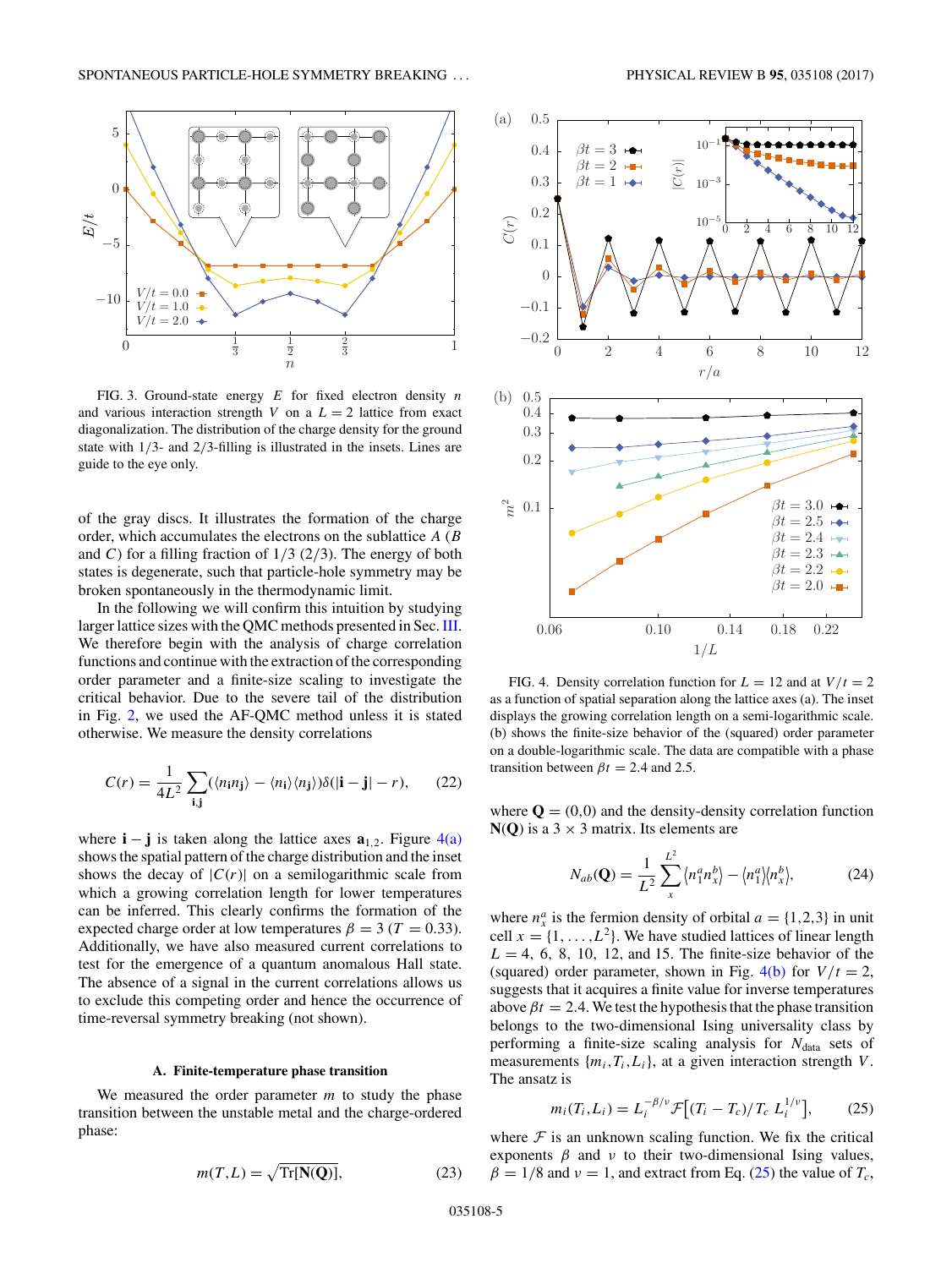5

0

$-5$

$-10$

$E/t$

$V/t = 0.0$
$V/t = 1.0$
$V/t = 2.0$

0 $\frac{1}{3}$ $\frac{1}{2}$ $\frac{2}{3}$ 1

$n$

FIG. 3. Ground-state energy $E$ for fixed electron density $n$ and various interaction strength $V$ on a $L = 2$ lattice from exact diagonalization. The distribution of the charge density for the ground state with 1/3- and 2/3-filling is illustrated in the insets. Lines are guide to the eye only.

of the gray discs. It illustrates the formation of the charge order, which accumulates the electrons on the sublattice $A$ ($B$ and $C$) for a filling fraction of 1/3 (2/3). The energy of both states is degenerate, such that particle-hole symmetry may be broken spontaneously in the thermodynamic limit.

In the following we will confirm this intuition by studying larger lattice sizes with the QMC methods presented in Sec. III. We therefore begin with the analysis of charge correlation functions and continue with the extraction of the corresponding order parameter and a finite-size scaling to investigate the critical behavior. Due to the severe tail of the distribution in Fig. 2, we used the AF-QMC method unless it is stated otherwise. We measure the density correlations

$$C(r) = \frac{1}{4L^2}\sum_{\mathbf{i},\mathbf{j}}(\langle n_\mathbf{i} n_\mathbf{j}\rangle - \langle n_\mathbf{i}\rangle\langle n_\mathbf{j}\rangle)\delta(|\mathbf{i}-\mathbf{j}| - r), \qquad (22)$$

where $\mathbf{i}-\mathbf{j}$ is taken along the lattice axes $\mathbf{a}_{1,2}$. Figure 4(a) shows the spatial pattern of the charge distribution and the inset shows the decay of $|C(r)|$ on a semilogarithmic scale from which a growing correlation length for lower temperatures can be inferred. This clearly confirms the formation of the expected charge order at low temperatures $\beta = 3$ ($T = 0.33$). Additionally, we have also measured current correlations to test for the emergence of a quantum anomalous Hall state. The absence of a signal in the current correlations allows us to exclude this competing order and hence the occurrence of time-reversal symmetry breaking (not shown).

### A. Finite-temperature phase transition

We measured the order parameter $m$ to study the phase transition between the unstable metal and the charge-ordered phase:

$$m(T,L) = \sqrt{\mathrm{Tr}[\mathbf{N}(\mathbf{Q})]}, \qquad (23)$$

(a)

0.5
0.4
0.3
0.2
0.1
0
$-0.1$
$-0.2$

$C(r)$

$\beta t = 3$
$\beta t = 2$
$\beta t = 1$

$10^{-1}$
$10^{-3}$
$10^{-5}$
$|C(r)|$
0 2 4 6 8 10 12

0 2 4 6 8 10 12

$r/a$

(b)

0.5
0.4
0.3
0.2
0.1

$m^2$

$\beta t = 3.0$
$\beta t = 2.5$
$\beta t = 2.4$
$\beta t = 2.3$
$\beta t = 2.2$
$\beta t = 2.0$

0.06 0.10 0.14 0.18 0.22

$1/L$

FIG. 4. Density correlation function for $L = 12$ and at $V/t = 2$ as a function of spatial separation along the lattice axes (a). The inset displays the growing correlation length on a semi-logarithmic scale. (b) shows the finite-size behavior of the (squared) order parameter on a double-logarithmic scale. The data are compatible with a phase transition between $\beta t = 2.4$ and 2.5.

where $\mathbf{Q} = (0,0)$ and the density-density correlation function $\mathbf{N}(\mathbf{Q})$ is a $3 \times 3$ matrix. Its elements are

$$N_{ab}(\mathbf{Q}) = \frac{1}{L^2}\sum_{x}^{L^2}\langle n_1^a n_x^b\rangle - \langle n_1^a\rangle\langle n_x^b\rangle, \qquad (24)$$

where $n_x^a$ is the fermion density of orbital $a = \{1,2,3\}$ in unit cell $x = \{1,\ldots,L^2\}$. We have studied lattices of linear length $L = 4$, 6, 8, 10, 12, and 15. The finite-size behavior of the (squared) order parameter, shown in Fig. 4(b) for $V/t = 2$, suggests that it acquires a finite value for inverse temperatures above $\beta t = 2.4$. We test the hypothesis that the phase transition belongs to the two-dimensional Ising universality class by performing a finite-size scaling analysis for $N_{\mathrm{data}}$ sets of measurements $\{m_i, T_i, L_i\}$, at a given interaction strength $V$. The ansatz is

$$m_i(T_i,L_i) = L_i^{-\beta/\nu}\mathcal{F}\big[(T_i - T_c)/T_c\, L_i^{1/\nu}\big], \qquad (25)$$

where $\mathcal{F}$ is an unknown scaling function. We fix the critical exponents $\beta$ and $\nu$ to their two-dimensional Ising values, $\beta = 1/8$ and $\nu = 1$, and extract from Eq. (25) the value of $T_c$,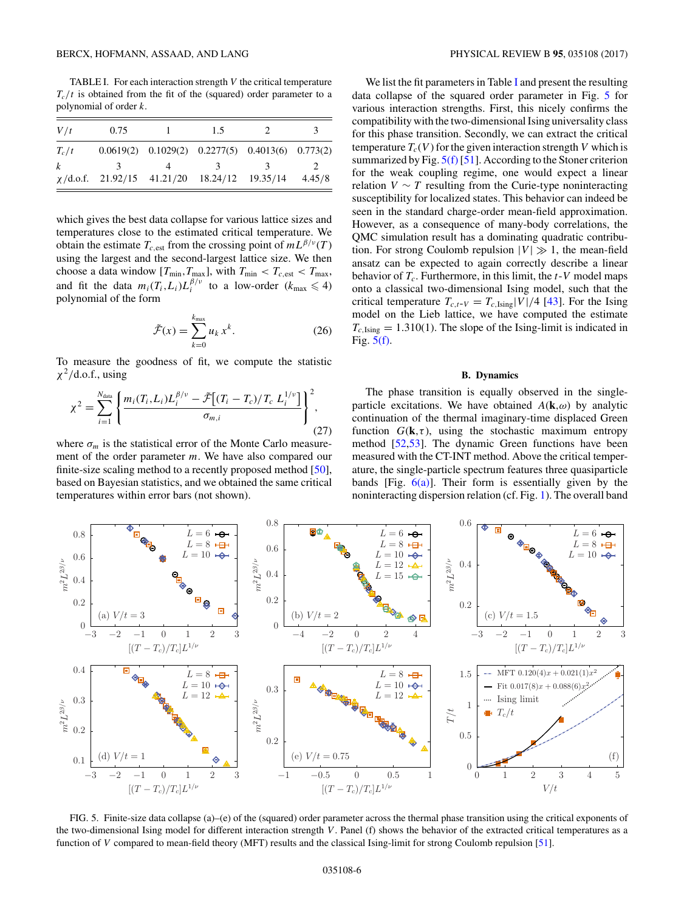TABLE I. For each interaction strength $V$ the critical temperature $T_c/t$ is obtained from the fit of the (squared) order parameter to a polynomial of order $k$.

| $V/t$ | 0.75 | 1 | 1.5 | 2 | 3 |
|---|---|---|---|---|---|
| $T_c/t$ | 0.0619(2) | 0.1029(2) | 0.2277(5) | 0.4013(6) | 0.773(2) |
| $k$ | 3 | 4 | 3 | 3 | 2 |
| $\chi$/d.o.f. | 21.92/15 | 41.21/20 | 18.24/12 | 19.35/14 | 4.45/8 |

which gives the best data collapse for various lattice sizes and temperatures close to the estimated critical temperature. We obtain the estimate $T_{c,\mathrm{est}}$ from the crossing point of $mL^{\beta/\nu}(T)$ using the largest and the second-largest lattice size. We then choose a data window $[T_{\min},T_{\max}]$, with $T_{\min} < T_{c,\mathrm{est}} < T_{\max}$, and fit the data $m_i(T_i,L_i)L_i^{\beta/\nu}$ to a low-order ($k_{\max} \leqslant 4$) polynomial of the form

$$\tilde{\mathcal{F}}(x) = \sum_{k=0}^{k_{\max}} u_k\, x^k. \tag{26}$$

To measure the goodness of fit, we compute the statistic $\chi^2$/d.o.f., using

$$\chi^2 = \sum_{i=1}^{N_{\mathrm{data}}} \left\{ \frac{m_i(T_i,L_i)L_i^{\beta/\nu} - \tilde{\mathcal{F}}\left[(T_i - T_c)/T_c\; L_i^{1/\nu}\right]}{\sigma_{m,i}} \right\}^2, \tag{27}$$

where $\sigma_m$ is the statistical error of the Monte Carlo measurement of the order parameter $m$. We have also compared our finite-size scaling method to a recently proposed method [50], based on Bayesian statistics, and we obtained the same critical temperatures within error bars (not shown).

We list the fit parameters in Table I and present the resulting data collapse of the squared order parameter in Fig. 5 for various interaction strengths. First, this nicely confirms the compatibility with the two-dimensional Ising universality class for this phase transition. Secondly, we can extract the critical temperature $T_c(V)$ for the given interaction strength $V$ which is summarized by Fig. 5(f) [51]. According to the Stoner criterion for the weak coupling regime, one would expect a linear relation $V \sim T$ resulting from the Curie-type noninteracting susceptibility for localized states. This behavior can indeed be seen in the standard charge-order mean-field approximation. However, as a consequence of many-body correlations, the QMC simulation result has a dominating quadratic contribution. For strong Coulomb repulsion $|V| \gg 1$, the mean-field ansatz can be expected to again correctly describe a linear behavior of $T_c$. Furthermore, in this limit, the $t$-$V$ model maps onto a classical two-dimensional Ising model, such that the critical temperature $T_{c,t\text{-}V} = T_{c,\mathrm{Ising}}|V|/4$ [43]. For the Ising model on the Lieb lattice, we have computed the estimate $T_{c,\mathrm{Ising}} = 1.310(1)$. The slope of the Ising-limit is indicated in Fig. 5(f).

### B. Dynamics

The phase transition is equally observed in the single-particle excitations. We have obtained $A(\mathbf{k},\omega)$ by analytic continuation of the thermal imaginary-time displaced Green function $G(\mathbf{k},\tau)$, using the stochastic maximum entropy method [52,53]. The dynamic Green functions have been measured with the CT-INT method. Above the critical temperature, the single-particle spectrum features three quasiparticle bands [Fig. 6(a)]. Their form is essentially given by the noninteracting dispersion relation (cf. Fig. 1). The overall band

(a) $V/t = 3$ — $L = 6$, $L = 8$, $L = 10$; $m^2L^{2\beta/\nu}$ vs $[(T-T_c)/T_c]L^{1/\nu}$

(b) $V/t = 2$ — $L = 6$, $L = 8$, $L = 10$, $L = 12$, $L = 15$

(c) $V/t = 1.5$ — $L = 6$, $L = 8$, $L = 10$

(d) $V/t = 1$ — $L = 8$, $L = 10$, $L = 12$

(e) $V/t = 0.75$ — $L = 8$, $L = 10$, $L = 12$

(f) $T/t$ vs $V/t$ — MFT $0.120(4)x + 0.021(1)x^2$; Fit $0.017(8)x + 0.088(6)x^2$; Ising limit; $T_c/t$

FIG. 5. Finite-size data collapse (a)–(e) of the (squared) order parameter across the thermal phase transition using the critical exponents of the two-dimensional Ising model for different interaction strength $V$. Panel (f) shows the behavior of the extracted critical temperatures as a function of $V$ compared to mean-field theory (MFT) results and the classical Ising-limit for strong Coulomb repulsion [51].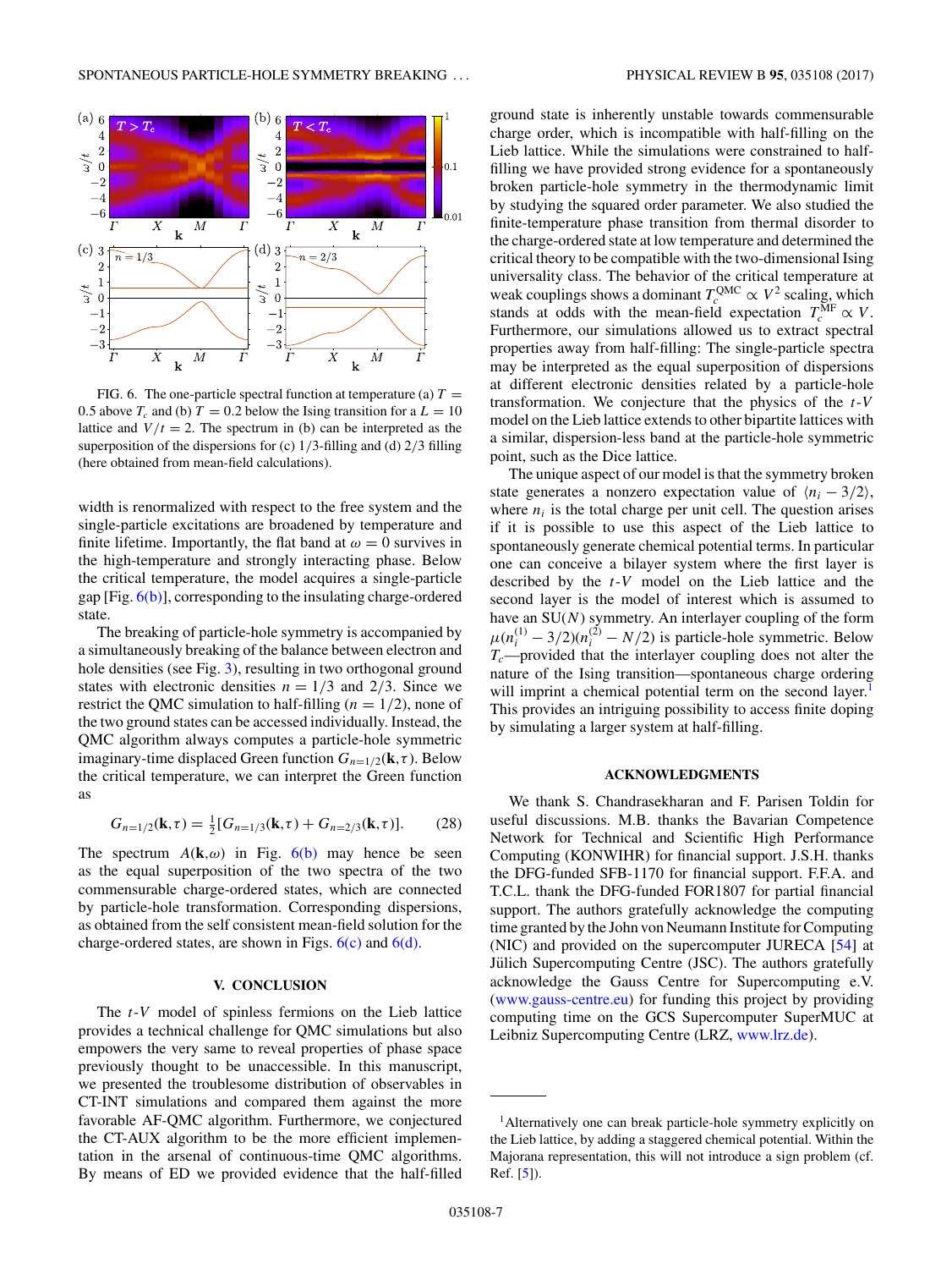(a) $T > T_c$
$\omega/t$: 6, 4, 2, 0, −2, −4, −6
$\Gamma$ $X$ $M$ $\Gamma$
**k**

(b) $T < T_c$
$\omega/t$: 6, 4, 2, 0, −2, −4, −6
$\Gamma$ $X$ $M$ $\Gamma$
**k**

1
0.1
0.01

(c) $n = 1/3$
$\omega/t$: 3, 2, 1, 0, −1, −2, −3
$\Gamma$ $X$ $M$ $\Gamma$
**k**

(d) $n = 2/3$
$\omega/t$: 3, 2, 1, 0, −1, −2, −3
$\Gamma$ $X$ $M$ $\Gamma$
**k**

FIG. 6. The one-particle spectral function at temperature (a) $T = 0.5$ above $T_c$ and (b) $T = 0.2$ below the Ising transition for a $L = 10$ lattice and $V/t = 2$. The spectrum in (b) can be interpreted as the superposition of the dispersions for (c) 1/3-filling and (d) 2/3 filling (here obtained from mean-field calculations).

width is renormalized with respect to the free system and the single-particle excitations are broadened by temperature and finite lifetime. Importantly, the flat band at $\omega = 0$ survives in the high-temperature and strongly interacting phase. Below the critical temperature, the model acquires a single-particle gap [Fig. 6(b)], corresponding to the insulating charge-ordered state.

The breaking of particle-hole symmetry is accompanied by a simultaneously breaking of the balance between electron and hole densities (see Fig. 3), resulting in two orthogonal ground states with electronic densities $n = 1/3$ and 2/3. Since we restrict the QMC simulation to half-filling ($n = 1/2$), none of the two ground states can be accessed individually. Instead, the QMC algorithm always computes a particle-hole symmetric imaginary-time displaced Green function $G_{n=1/2}(\mathbf{k},\tau)$. Below the critical temperature, we can interpret the Green function as

$$G_{n=1/2}(\mathbf{k},\tau) = \tfrac{1}{2}[G_{n=1/3}(\mathbf{k},\tau) + G_{n=2/3}(\mathbf{k},\tau)]. \tag{28}$$

The spectrum $A(\mathbf{k},\omega)$ in Fig. 6(b) may hence be seen as the equal superposition of the two spectra of the two commensurable charge-ordered states, which are connected by particle-hole transformation. Corresponding dispersions, as obtained from the self consistent mean-field solution for the charge-ordered states, are shown in Figs. 6(c) and 6(d).

## V. CONCLUSION

The $t$-$V$ model of spinless fermions on the Lieb lattice provides a technical challenge for QMC simulations but also empowers the very same to reveal properties of phase space previously thought to be unaccessible. In this manuscript, we presented the troublesome distribution of observables in CT-INT simulations and compared them against the more favorable AF-QMC algorithm. Furthermore, we conjectured the CT-AUX algorithm to be the more efficient implementation in the arsenal of continuous-time QMC algorithms. By means of ED we provided evidence that the half-filled ground state is inherently unstable towards commensurable charge order, which is incompatible with half-filling on the Lieb lattice. While the simulations were constrained to half-filling we have provided strong evidence for a spontaneously broken particle-hole symmetry in the thermodynamic limit by studying the squared order parameter. We also studied the finite-temperature phase transition from thermal disorder to the charge-ordered state at low temperature and determined the critical theory to be compatible with the two-dimensional Ising universality class. The behavior of the critical temperature at weak couplings shows a dominant $T_c^{\mathrm{QMC}} \propto V^2$ scaling, which stands at odds with the mean-field expectation $T_c^{\mathrm{MF}} \propto V$. Furthermore, our simulations allowed us to extract spectral properties away from half-filling: The single-particle spectra may be interpreted as the equal superposition of dispersions at different electronic densities related by a particle-hole transformation. We conjecture that the physics of the $t$-$V$ model on the Lieb lattice extends to other bipartite lattices with a similar, dispersion-less band at the particle-hole symmetric point, such as the Dice lattice.

The unique aspect of our model is that the symmetry broken state generates a nonzero expectation value of $\langle n_i - 3/2\rangle$, where $n_i$ is the total charge per unit cell. The question arises if it is possible to use this aspect of the Lieb lattice to spontaneously generate chemical potential terms. In particular one can conceive a bilayer system where the first layer is described by the $t$-$V$ model on the Lieb lattice and the second layer is the model of interest which is assumed to have an SU($N$) symmetry. An interlayer coupling of the form $\mu(n_i^{(1)} - 3/2)(n_i^{(2)} - N/2)$ is particle-hole symmetric. Below $T_c$—provided that the interlayer coupling does not alter the nature of the Ising transition—spontaneous charge ordering will imprint a chemical potential term on the second layer.[1] This provides an intriguing possibility to access finite doping by simulating a larger system at half-filling.

## ACKNOWLEDGMENTS

We thank S. Chandrasekharan and F. Parisen Toldin for useful discussions. M.B. thanks the Bavarian Competence Network for Technical and Scientific High Performance Computing (KONWIHR) for financial support. J.S.H. thanks the DFG-funded SFB-1170 for financial support. F.F.A. and T.C.L. thank the DFG-funded FOR1807 for partial financial support. The authors gratefully acknowledge the computing time granted by the John von Neumann Institute for Computing (NIC) and provided on the supercomputer JURECA [54] at Jülich Supercomputing Centre (JSC). The authors gratefully acknowledge the Gauss Centre for Supercomputing e.V. (www.gauss-centre.eu) for funding this project by providing computing time on the GCS Supercomputer SuperMUC at Leibniz Supercomputing Centre (LRZ, www.lrz.de).

---

[1] Alternatively one can break particle-hole symmetry explicitly on the Lieb lattice, by adding a staggered chemical potential. Within the Majorana representation, this will not introduce a sign problem (cf. Ref. [5]).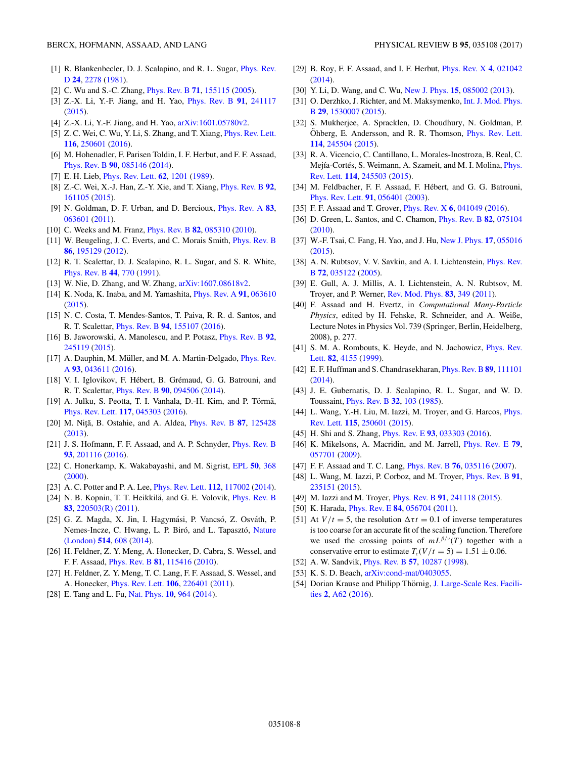[1] R. Blankenbecler, D. J. Scalapino, and R. L. Sugar, Phys. Rev. D **24**, 2278 (1981).

[2] C. Wu and S.-C. Zhang, Phys. Rev. B **71**, 155115 (2005).

[3] Z.-X. Li, Y.-F. Jiang, and H. Yao, Phys. Rev. B **91**, 241117 (2015).

[4] Z.-X. Li, Y.-F. Jiang, and H. Yao, arXiv:1601.05780v2.

[5] Z. C. Wei, C. Wu, Y. Li, S. Zhang, and T. Xiang, Phys. Rev. Lett. **116**, 250601 (2016).

[6] M. Hohenadler, F. Parisen Toldin, I. F. Herbut, and F. F. Assaad, Phys. Rev. B **90**, 085146 (2014).

[7] E. H. Lieb, Phys. Rev. Lett. **62**, 1201 (1989).

[8] Z.-C. Wei, X.-J. Han, Z.-Y. Xie, and T. Xiang, Phys. Rev. B **92**, 161105 (2015).

[9] N. Goldman, D. F. Urban, and D. Bercioux, Phys. Rev. A **83**, 063601 (2011).

[10] C. Weeks and M. Franz, Phys. Rev. B **82**, 085310 (2010).

[11] W. Beugeling, J. C. Everts, and C. Morais Smith, Phys. Rev. B **86**, 195129 (2012).

[12] R. T. Scalettar, D. J. Scalapino, R. L. Sugar, and S. R. White, Phys. Rev. B **44**, 770 (1991).

[13] W. Nie, D. Zhang, and W. Zhang, arXiv:1607.08618v2.

[14] K. Noda, K. Inaba, and M. Yamashita, Phys. Rev. A **91**, 063610 (2015).

[15] N. C. Costa, T. Mendes-Santos, T. Paiva, R. R. d. Santos, and R. T. Scalettar, Phys. Rev. B **94**, 155107 (2016).

[16] B. Jaworowski, A. Manolescu, and P. Potasz, Phys. Rev. B **92**, 245119 (2015).

[17] A. Dauphin, M. Müller, and M. A. Martin-Delgado, Phys. Rev. A **93**, 043611 (2016).

[18] V. I. Iglovikov, F. Hébert, B. Grémaud, G. G. Batrouni, and R. T. Scalettar, Phys. Rev. B **90**, 094506 (2014).

[19] A. Julku, S. Peotta, T. I. Vanhala, D.-H. Kim, and P. Törmä, Phys. Rev. Lett. **117**, 045303 (2016).

[20] M. Niţă, B. Ostahie, and A. Aldea, Phys. Rev. B **87**, 125428 (2013).

[21] J. S. Hofmann, F. F. Assaad, and A. P. Schnyder, Phys. Rev. B **93**, 201116 (2016).

[22] C. Honerkamp, K. Wakabayashi, and M. Sigrist, EPL **50**, 368 (2000).

[23] A. C. Potter and P. A. Lee, Phys. Rev. Lett. **112**, 117002 (2014).

[24] N. B. Kopnin, T. T. Heikkilä, and G. E. Volovik, Phys. Rev. B **83**, 220503(R) (2011).

[25] G. Z. Magda, X. Jin, I. Hagymási, P. Vancsó, Z. Osváth, P. Nemes-Incze, C. Hwang, L. P. Biró, and L. Tapasztó, Nature (London) **514**, 608 (2014).

[26] H. Feldner, Z. Y. Meng, A. Honecker, D. Cabra, S. Wessel, and F. F. Assaad, Phys. Rev. B **81**, 115416 (2010).

[27] H. Feldner, Z. Y. Meng, T. C. Lang, F. F. Assaad, S. Wessel, and A. Honecker, Phys. Rev. Lett. **106**, 226401 (2011).

[28] E. Tang and L. Fu, Nat. Phys. **10**, 964 (2014).

[29] B. Roy, F. F. Assaad, and I. F. Herbut, Phys. Rev. X **4**, 021042 (2014).

[30] Y. Li, D. Wang, and C. Wu, New J. Phys. **15**, 085002 (2013).

[31] O. Derzhko, J. Richter, and M. Maksymenko, Int. J. Mod. Phys. B **29**, 1530007 (2015).

[32] S. Mukherjee, A. Spracklen, D. Choudhury, N. Goldman, P. Öhberg, E. Andersson, and R. R. Thomson, Phys. Rev. Lett. **114**, 245504 (2015).

[33] R. A. Vicencio, C. Cantillano, L. Morales-Inostroza, B. Real, C. Mejía-Cortés, S. Weimann, A. Szameit, and M. I. Molina, Phys. Rev. Lett. **114**, 245503 (2015).

[34] M. Feldbacher, F. F. Assaad, F. Hébert, and G. G. Batrouni, Phys. Rev. Lett. **91**, 056401 (2003).

[35] F. F. Assaad and T. Grover, Phys. Rev. X **6**, 041049 (2016).

[36] D. Green, L. Santos, and C. Chamon, Phys. Rev. B **82**, 075104 (2010).

[37] W.-F. Tsai, C. Fang, H. Yao, and J. Hu, New J. Phys. **17**, 055016 (2015).

[38] A. N. Rubtsov, V. V. Savkin, and A. I. Lichtenstein, Phys. Rev. B **72**, 035122 (2005).

[39] E. Gull, A. J. Millis, A. I. Lichtenstein, A. N. Rubtsov, M. Troyer, and P. Werner, Rev. Mod. Phys. **83**, 349 (2011).

[40] F. Assaad and H. Evertz, in *Computational Many-Particle Physics*, edited by H. Fehske, R. Schneider, and A. Weiße, Lecture Notes in Physics Vol. 739 (Springer, Berlin, Heidelberg, 2008), p. 277.

[41] S. M. A. Rombouts, K. Heyde, and N. Jachowicz, Phys. Rev. Lett. **82**, 4155 (1999).

[42] E. F. Huffman and S. Chandrasekharan, Phys. Rev. B **89**, 111101 (2014).

[43] J. E. Gubernatis, D. J. Scalapino, R. L. Sugar, and W. D. Toussaint, Phys. Rev. B **32**, 103 (1985).

[44] L. Wang, Y.-H. Liu, M. Iazzi, M. Troyer, and G. Harcos, Phys. Rev. Lett. **115**, 250601 (2015).

[45] H. Shi and S. Zhang, Phys. Rev. E **93**, 033303 (2016).

[46] K. Mikelsons, A. Macridin, and M. Jarrell, Phys. Rev. E **79**, 057701 (2009).

[47] F. F. Assaad and T. C. Lang, Phys. Rev. B **76**, 035116 (2007).

[48] L. Wang, M. Iazzi, P. Corboz, and M. Troyer, Phys. Rev. B **91**, 235151 (2015).

[49] M. Iazzi and M. Troyer, Phys. Rev. B **91**, 241118 (2015).

[50] K. Harada, Phys. Rev. E **84**, 056704 (2011).

[51] At $V/t = 5$, the resolution $\Delta\tau t = 0.1$ of inverse temperatures is too coarse for an accurate fit of the scaling function. Therefore we used the crossing points of $mL^{\beta/\nu}(T)$ together with a conservative error to estimate $T_c(V/t = 5) = 1.51 \pm 0.06$.

[52] A. W. Sandvik, Phys. Rev. B **57**, 10287 (1998).

[53] K. S. D. Beach, arXiv:cond-mat/0403055.

[54] Dorian Krause and Philipp Thörnig, J. Large-Scale Res. Facilities **2**, A62 (2016).